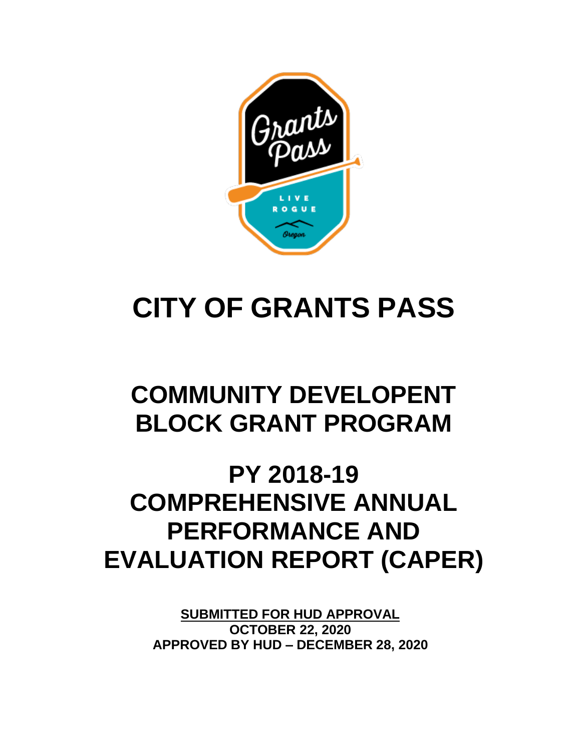# CITY OF GRANTS PASS

## COMMUNITY DEVELOPENT BLOCK GRANT PROGRAM

## PY 2018-19 COMPREHENSIVE ANNUAL PERFORMANCE AND EVALUATION REPORT (CAPER)

**SUBMITTED FOR HUD APPROVAL**
**OCTOBER 22, 2020**
**APPROVED BY HUD – DECEMBER 28, 2020**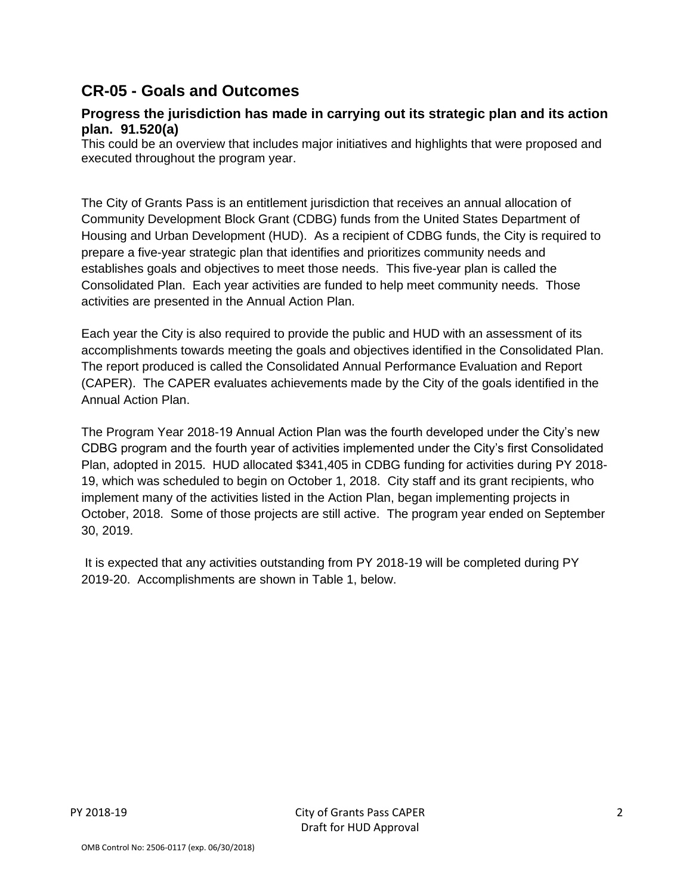## CR-05 - Goals and Outcomes

### Progress the jurisdiction has made in carrying out its strategic plan and its action plan. 91.520(a)

This could be an overview that includes major initiatives and highlights that were proposed and executed throughout the program year.

The City of Grants Pass is an entitlement jurisdiction that receives an annual allocation of Community Development Block Grant (CDBG) funds from the United States Department of Housing and Urban Development (HUD). As a recipient of CDBG funds, the City is required to prepare a five-year strategic plan that identifies and prioritizes community needs and establishes goals and objectives to meet those needs. This five-year plan is called the Consolidated Plan. Each year activities are funded to help meet community needs. Those activities are presented in the Annual Action Plan.

Each year the City is also required to provide the public and HUD with an assessment of its accomplishments towards meeting the goals and objectives identified in the Consolidated Plan. The report produced is called the Consolidated Annual Performance Evaluation and Report (CAPER). The CAPER evaluates achievements made by the City of the goals identified in the Annual Action Plan.

The Program Year 2018-19 Annual Action Plan was the fourth developed under the City's new CDBG program and the fourth year of activities implemented under the City's first Consolidated Plan, adopted in 2015. HUD allocated $341,405 in CDBG funding for activities during PY 2018-19, which was scheduled to begin on October 1, 2018. City staff and its grant recipients, who implement many of the activities listed in the Action Plan, began implementing projects in October, 2018. Some of those projects are still active. The program year ended on September 30, 2019.

It is expected that any activities outstanding from PY 2018-19 will be completed during PY 2019-20. Accomplishments are shown in Table 1, below.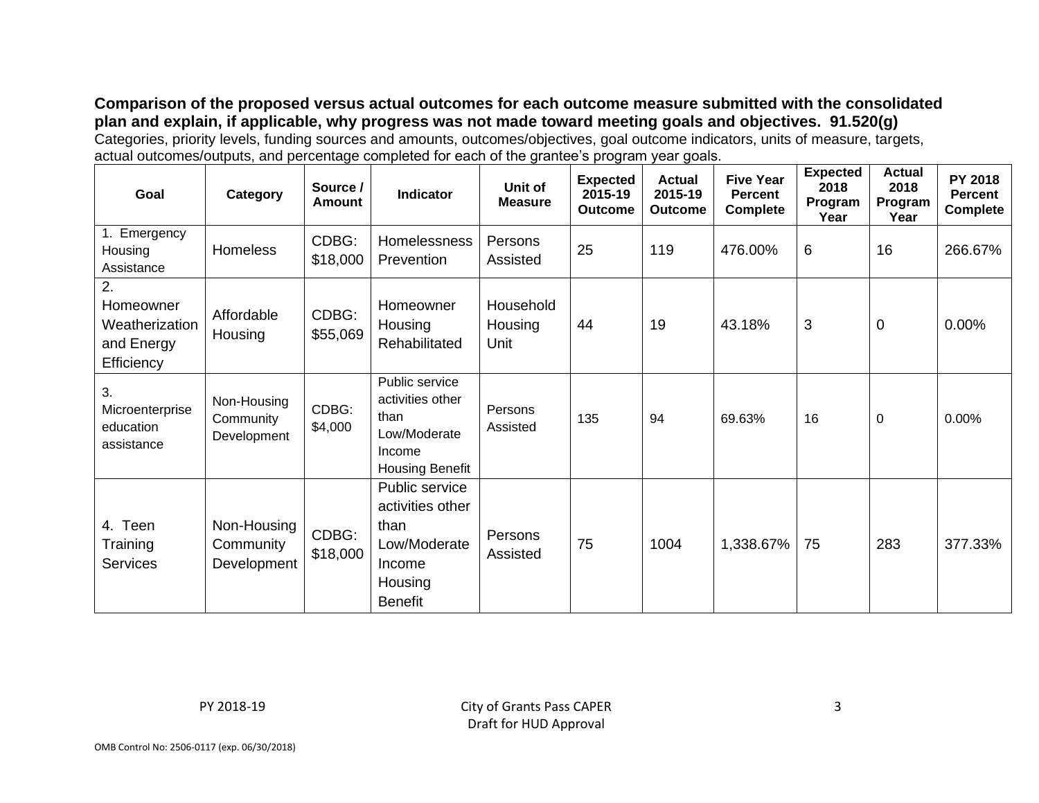**Comparison of the proposed versus actual outcomes for each outcome measure submitted with the consolidated plan and explain, if applicable, why progress was not made toward meeting goals and objectives. 91.520(g)**

Categories, priority levels, funding sources and amounts, outcomes/objectives, goal outcome indicators, units of measure, targets, actual outcomes/outputs, and percentage completed for each of the grantee's program year goals.

| Goal | Category | Source / Amount | Indicator | Unit of Measure | Expected 2015-19 Outcome | Actual 2015-19 Outcome | Five Year Percent Complete | Expected 2018 Program Year | Actual 2018 Program Year | PY 2018 Percent Complete |
|---|---|---|---|---|---|---|---|---|---|---|
| 1. Emergency Housing Assistance | Homeless | CDBG: $18,000 | Homelessness Prevention | Persons Assisted | 25 | 119 | 476.00% | 6 | 16 | 266.67% |
| 2. Homeowner Weatherization and Energy Efficiency | Affordable Housing | CDBG: $55,069 | Homeowner Housing Rehabilitated | Household Housing Unit | 44 | 19 | 43.18% | 3 | 0 | 0.00% |
| 3. Microenterprise education assistance | Non-Housing Community Development | CDBG: $4,000 | Public service activities other than Low/Moderate Income Housing Benefit | Persons Assisted | 135 | 94 | 69.63% | 16 | 0 | 0.00% |
| 4. Teen Training Services | Non-Housing Community Development | CDBG: $18,000 | Public service activities other than Low/Moderate Income Housing Benefit | Persons Assisted | 75 | 1004 | 1,338.67% | 75 | 283 | 377.33% |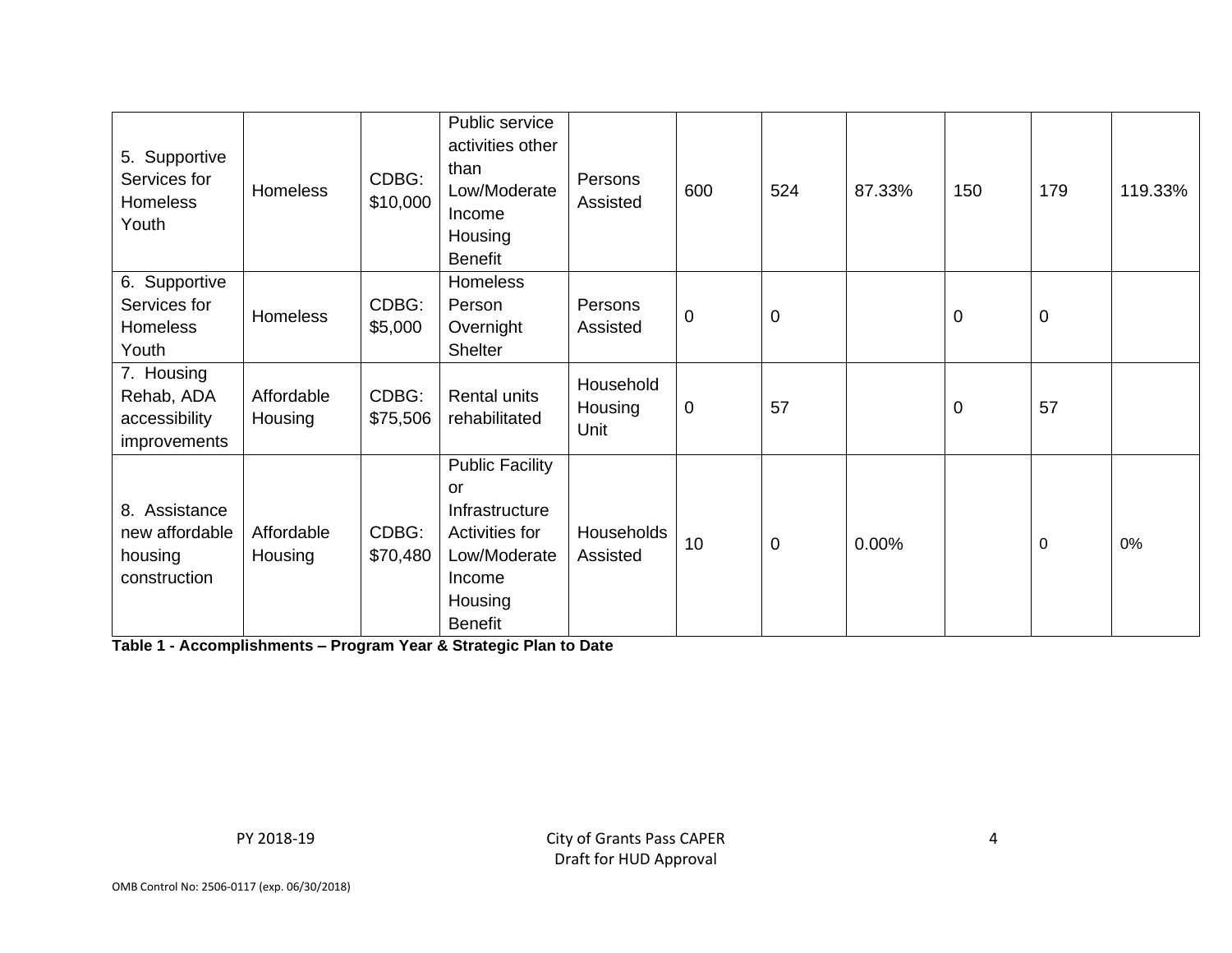| 5. Supportive Services for Homeless Youth | Homeless | CDBG: $10,000 | Public service activities other than Low/Moderate Income Housing Benefit | Persons Assisted | 600 | 524 | 87.33% | 150 | 179 | 119.33% |
|---|---|---|---|---|---|---|---|---|---|---|
| 6. Supportive Services for Homeless Youth | Homeless | CDBG: $5,000 | Homeless Person Overnight Shelter | Persons Assisted | 0 | 0 | | 0 | 0 | |
| 7. Housing Rehab, ADA accessibility improvements | Affordable Housing | CDBG: $75,506 | Rental units rehabilitated | Household Housing Unit | 0 | 57 | | 0 | 57 | |
| 8. Assistance new affordable housing construction | Affordable Housing | CDBG: $70,480 | Public Facility or Infrastructure Activities for Low/Moderate Income Housing Benefit | Households Assisted | 10 | 0 | 0.00% | | 0 | 0% |

**Table 1 - Accomplishments – Program Year & Strategic Plan to Date**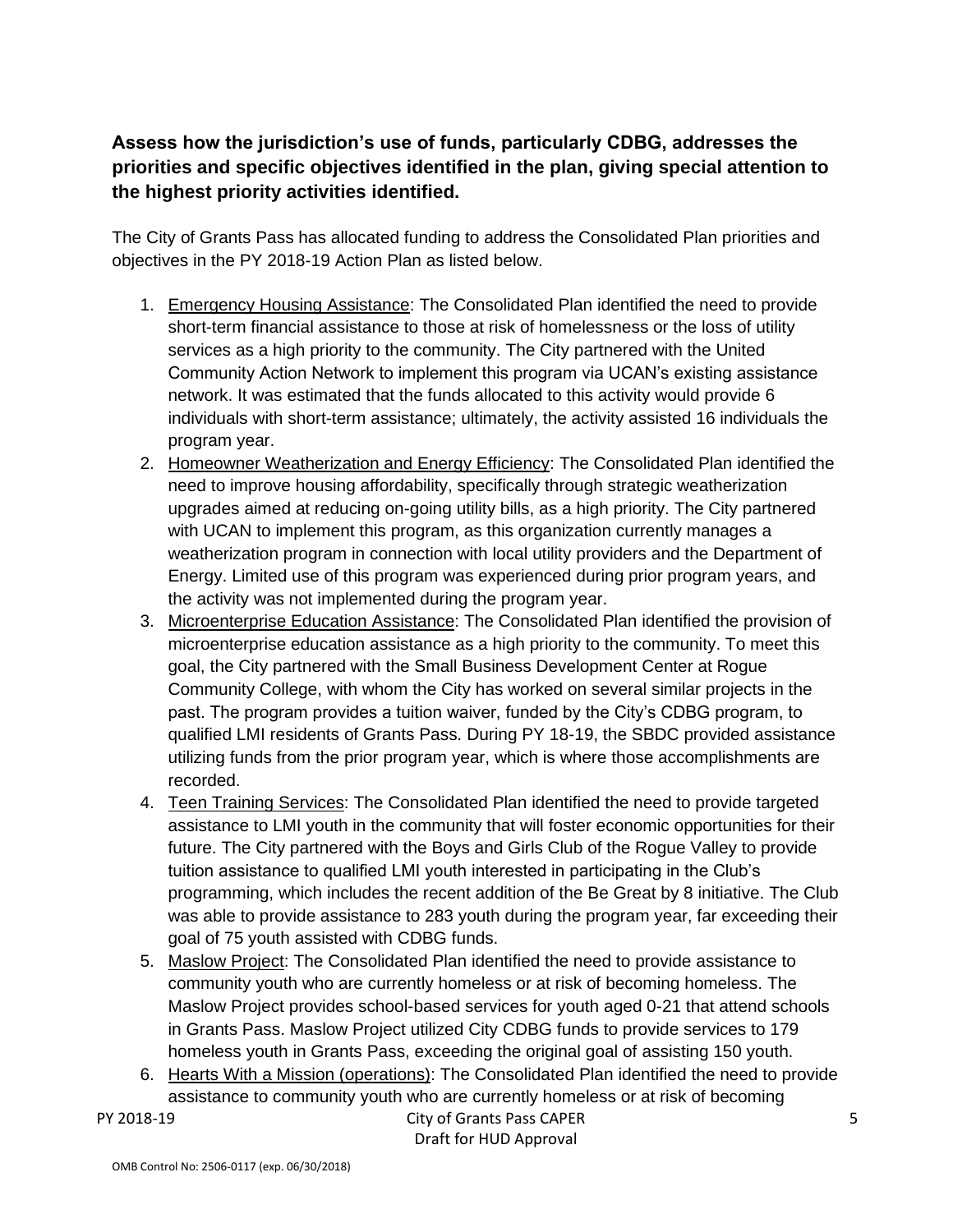### Assess how the jurisdiction's use of funds, particularly CDBG, addresses the priorities and specific objectives identified in the plan, giving special attention to the highest priority activities identified.

The City of Grants Pass has allocated funding to address the Consolidated Plan priorities and objectives in the PY 2018-19 Action Plan as listed below.

1. Emergency Housing Assistance: The Consolidated Plan identified the need to provide short-term financial assistance to those at risk of homelessness or the loss of utility services as a high priority to the community. The City partnered with the United Community Action Network to implement this program via UCAN's existing assistance network. It was estimated that the funds allocated to this activity would provide 6 individuals with short-term assistance; ultimately, the activity assisted 16 individuals the program year.
2. Homeowner Weatherization and Energy Efficiency: The Consolidated Plan identified the need to improve housing affordability, specifically through strategic weatherization upgrades aimed at reducing on-going utility bills, as a high priority. The City partnered with UCAN to implement this program, as this organization currently manages a weatherization program in connection with local utility providers and the Department of Energy. Limited use of this program was experienced during prior program years, and the activity was not implemented during the program year.
3. Microenterprise Education Assistance: The Consolidated Plan identified the provision of microenterprise education assistance as a high priority to the community. To meet this goal, the City partnered with the Small Business Development Center at Rogue Community College, with whom the City has worked on several similar projects in the past. The program provides a tuition waiver, funded by the City's CDBG program, to qualified LMI residents of Grants Pass. During PY 18-19, the SBDC provided assistance utilizing funds from the prior program year, which is where those accomplishments are recorded.
4. Teen Training Services: The Consolidated Plan identified the need to provide targeted assistance to LMI youth in the community that will foster economic opportunities for their future. The City partnered with the Boys and Girls Club of the Rogue Valley to provide tuition assistance to qualified LMI youth interested in participating in the Club's programming, which includes the recent addition of the Be Great by 8 initiative. The Club was able to provide assistance to 283 youth during the program year, far exceeding their goal of 75 youth assisted with CDBG funds.
5. Maslow Project: The Consolidated Plan identified the need to provide assistance to community youth who are currently homeless or at risk of becoming homeless. The Maslow Project provides school-based services for youth aged 0-21 that attend schools in Grants Pass. Maslow Project utilized City CDBG funds to provide services to 179 homeless youth in Grants Pass, exceeding the original goal of assisting 150 youth.
6. Hearts With a Mission (operations): The Consolidated Plan identified the need to provide assistance to community youth who are currently homeless or at risk of becoming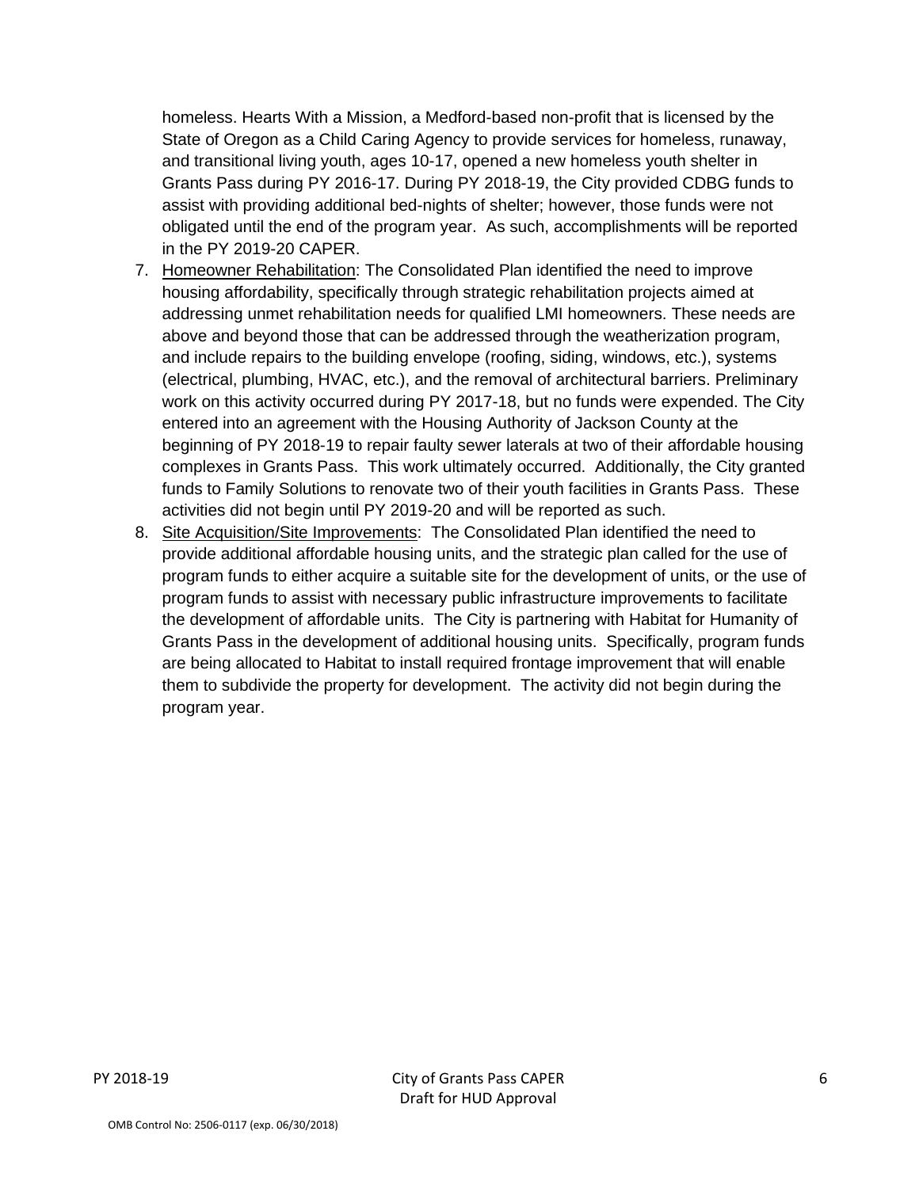homeless. Hearts With a Mission, a Medford-based non-profit that is licensed by the State of Oregon as a Child Caring Agency to provide services for homeless, runaway, and transitional living youth, ages 10-17, opened a new homeless youth shelter in Grants Pass during PY 2016-17. During PY 2018-19, the City provided CDBG funds to assist with providing additional bed-nights of shelter; however, those funds were not obligated until the end of the program year. As such, accomplishments will be reported in the PY 2019-20 CAPER.

7. Homeowner Rehabilitation: The Consolidated Plan identified the need to improve housing affordability, specifically through strategic rehabilitation projects aimed at addressing unmet rehabilitation needs for qualified LMI homeowners. These needs are above and beyond those that can be addressed through the weatherization program, and include repairs to the building envelope (roofing, siding, windows, etc.), systems (electrical, plumbing, HVAC, etc.), and the removal of architectural barriers. Preliminary work on this activity occurred during PY 2017-18, but no funds were expended. The City entered into an agreement with the Housing Authority of Jackson County at the beginning of PY 2018-19 to repair faulty sewer laterals at two of their affordable housing complexes in Grants Pass. This work ultimately occurred. Additionally, the City granted funds to Family Solutions to renovate two of their youth facilities in Grants Pass. These activities did not begin until PY 2019-20 and will be reported as such.
8. Site Acquisition/Site Improvements: The Consolidated Plan identified the need to provide additional affordable housing units, and the strategic plan called for the use of program funds to either acquire a suitable site for the development of units, or the use of program funds to assist with necessary public infrastructure improvements to facilitate the development of affordable units. The City is partnering with Habitat for Humanity of Grants Pass in the development of additional housing units. Specifically, program funds are being allocated to Habitat to install required frontage improvement that will enable them to subdivide the property for development. The activity did not begin during the program year.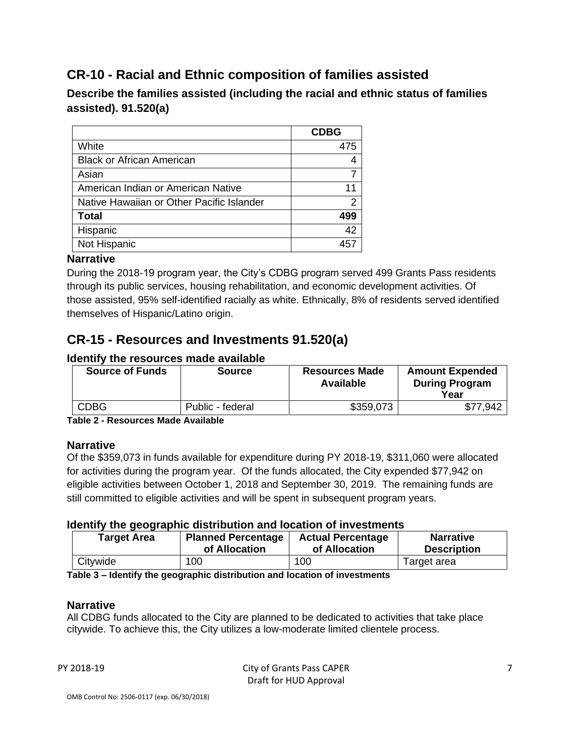## CR-10 - Racial and Ethnic composition of families assisted

### Describe the families assisted (including the racial and ethnic status of families assisted). 91.520(a)

| | CDBG |
|---|---|
| White | 475 |
| Black or African American | 4 |
| Asian | 7 |
| American Indian or American Native | 11 |
| Native Hawaiian or Other Pacific Islander | 2 |
| **Total** | **499** |
| Hispanic | 42 |
| Not Hispanic | 457 |

**Narrative**

During the 2018-19 program year, the City's CDBG program served 499 Grants Pass residents through its public services, housing rehabilitation, and economic development activities. Of those assisted, 95% self-identified racially as white. Ethnically, 8% of residents served identified themselves of Hispanic/Latino origin.

## CR-15 - Resources and Investments 91.520(a)

### Identify the resources made available

| Source of Funds | Source | Resources Made Available | Amount Expended During Program Year |
|---|---|---|---|
| CDBG | Public - federal | $359,073 | $77,942 |

**Table 2 - Resources Made Available**

**Narrative**

Of the $359,073 in funds available for expenditure during PY 2018-19, $311,060 were allocated for activities during the program year. Of the funds allocated, the City expended $77,942 on eligible activities between October 1, 2018 and September 30, 2019. The remaining funds are still committed to eligible activities and will be spent in subsequent program years.

### Identify the geographic distribution and location of investments

| Target Area | Planned Percentage of Allocation | Actual Percentage of Allocation | Narrative Description |
|---|---|---|---|
| Citywide | 100 | 100 | Target area |

**Table 3 – Identify the geographic distribution and location of investments**

**Narrative**

All CDBG funds allocated to the City are planned to be dedicated to activities that take place citywide. To achieve this, the City utilizes a low-moderate limited clientele process.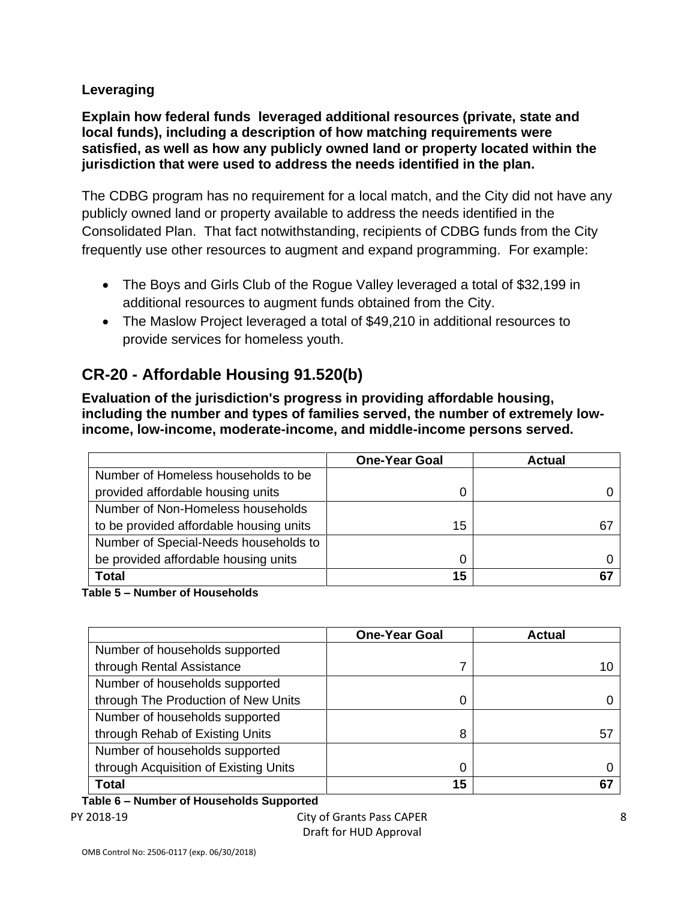### Leveraging

**Explain how federal funds leveraged additional resources (private, state and local funds), including a description of how matching requirements were satisfied, as well as how any publicly owned land or property located within the jurisdiction that were used to address the needs identified in the plan.**

The CDBG program has no requirement for a local match, and the City did not have any publicly owned land or property available to address the needs identified in the Consolidated Plan. That fact notwithstanding, recipients of CDBG funds from the City frequently use other resources to augment and expand programming. For example:

- The Boys and Girls Club of the Rogue Valley leveraged a total of $32,199 in additional resources to augment funds obtained from the City.
- The Maslow Project leveraged a total of $49,210 in additional resources to provide services for homeless youth.

## CR-20 - Affordable Housing 91.520(b)

**Evaluation of the jurisdiction's progress in providing affordable housing, including the number and types of families served, the number of extremely low-income, low-income, moderate-income, and middle-income persons served.**

| | One-Year Goal | Actual |
|---|---|---|
| Number of Homeless households to be provided affordable housing units | 0 | 0 |
| Number of Non-Homeless households to be provided affordable housing units | 15 | 67 |
| Number of Special-Needs households to be provided affordable housing units | 0 | 0 |
| **Total** | **15** | **67** |

**Table 5 – Number of Households**

| | One-Year Goal | Actual |
|---|---|---|
| Number of households supported through Rental Assistance | 7 | 10 |
| Number of households supported through The Production of New Units | 0 | 0 |
| Number of households supported through Rehab of Existing Units | 8 | 57 |
| Number of households supported through Acquisition of Existing Units | 0 | 0 |
| **Total** | **15** | **67** |

**Table 6 – Number of Households Supported**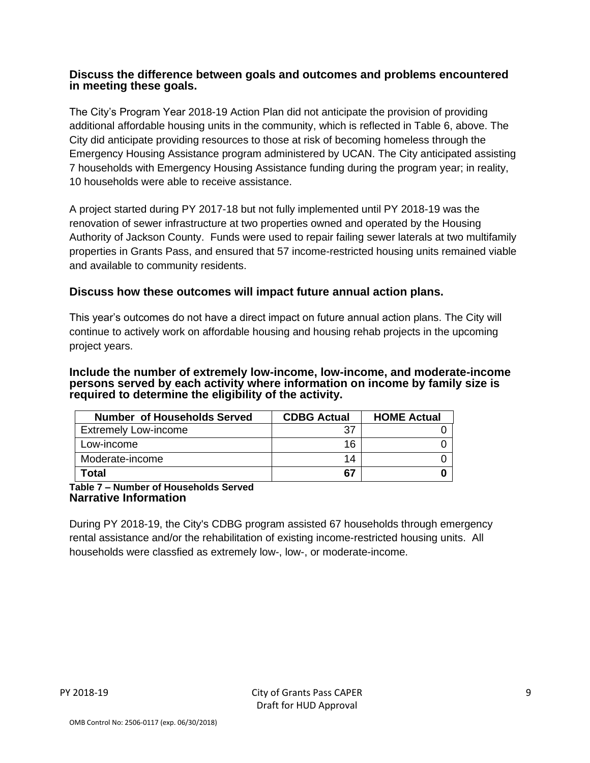**Discuss the difference between goals and outcomes and problems encountered in meeting these goals.**

The City's Program Year 2018-19 Action Plan did not anticipate the provision of providing additional affordable housing units in the community, which is reflected in Table 6, above. The City did anticipate providing resources to those at risk of becoming homeless through the Emergency Housing Assistance program administered by UCAN. The City anticipated assisting 7 households with Emergency Housing Assistance funding during the program year; in reality, 10 households were able to receive assistance.

A project started during PY 2017-18 but not fully implemented until PY 2018-19 was the renovation of sewer infrastructure at two properties owned and operated by the Housing Authority of Jackson County. Funds were used to repair failing sewer laterals at two multifamily properties in Grants Pass, and ensured that 57 income-restricted housing units remained viable and available to community residents.

**Discuss how these outcomes will impact future annual action plans.**

This year's outcomes do not have a direct impact on future annual action plans. The City will continue to actively work on affordable housing and housing rehab projects in the upcoming project years.

**Include the number of extremely low-income, low-income, and moderate-income persons served by each activity where information on income by family size is required to determine the eligibility of the activity.**

| Number of Households Served | CDBG Actual | HOME Actual |
|---|---|---|
| Extremely Low-income | 37 | 0 |
| Low-income | 16 | 0 |
| Moderate-income | 14 | 0 |
| **Total** | **67** | **0** |

**Table 7 – Number of Households Served**

**Narrative Information**

During PY 2018-19, the City's CDBG program assisted 67 households through emergency rental assistance and/or the rehabilitation of existing income-restricted housing units. All households were classfied as extremely low-, low-, or moderate-income.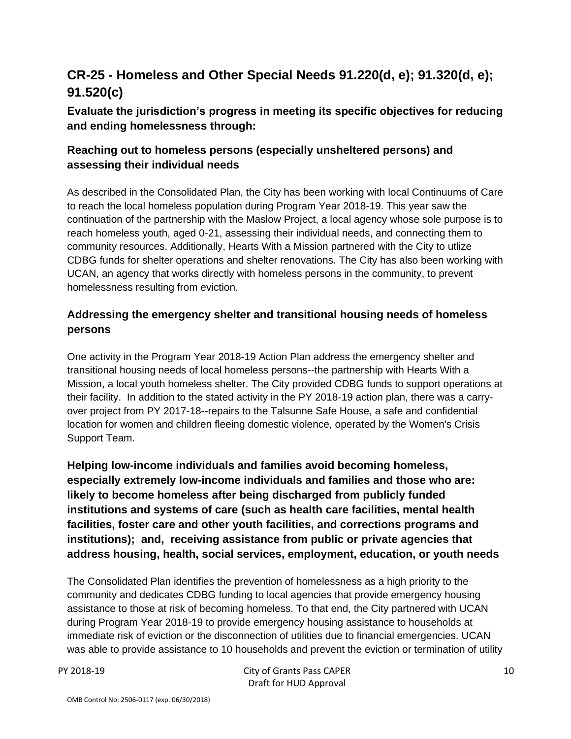## CR-25 - Homeless and Other Special Needs 91.220(d, e); 91.320(d, e); 91.520(c)

### Evaluate the jurisdiction's progress in meeting its specific objectives for reducing and ending homelessness through:

### Reaching out to homeless persons (especially unsheltered persons) and assessing their individual needs

As described in the Consolidated Plan, the City has been working with local Continuums of Care to reach the local homeless population during Program Year 2018-19. This year saw the continuation of the partnership with the Maslow Project, a local agency whose sole purpose is to reach homeless youth, aged 0-21, assessing their individual needs, and connecting them to community resources. Additionally, Hearts With a Mission partnered with the City to utlize CDBG funds for shelter operations and shelter renovations. The City has also been working with UCAN, an agency that works directly with homeless persons in the community, to prevent homelessness resulting from eviction.

### Addressing the emergency shelter and transitional housing needs of homeless persons

One activity in the Program Year 2018-19 Action Plan address the emergency shelter and transitional housing needs of local homeless persons--the partnership with Hearts With a Mission, a local youth homeless shelter. The City provided CDBG funds to support operations at their facility. In addition to the stated activity in the PY 2018-19 action plan, there was a carry-over project from PY 2017-18--repairs to the Talsunne Safe House, a safe and confidential location for women and children fleeing domestic violence, operated by the Women's Crisis Support Team.

### Helping low-income individuals and families avoid becoming homeless, especially extremely low-income individuals and families and those who are: likely to become homeless after being discharged from publicly funded institutions and systems of care (such as health care facilities, mental health facilities, foster care and other youth facilities, and corrections programs and institutions); and, receiving assistance from public or private agencies that address housing, health, social services, employment, education, or youth needs

The Consolidated Plan identifies the prevention of homelessness as a high priority to the community and dedicates CDBG funding to local agencies that provide emergency housing assistance to those at risk of becoming homeless. To that end, the City partnered with UCAN during Program Year 2018-19 to provide emergency housing assistance to households at immediate risk of eviction or the disconnection of utilities due to financial emergencies. UCAN was able to provide assistance to 10 households and prevent the eviction or termination of utility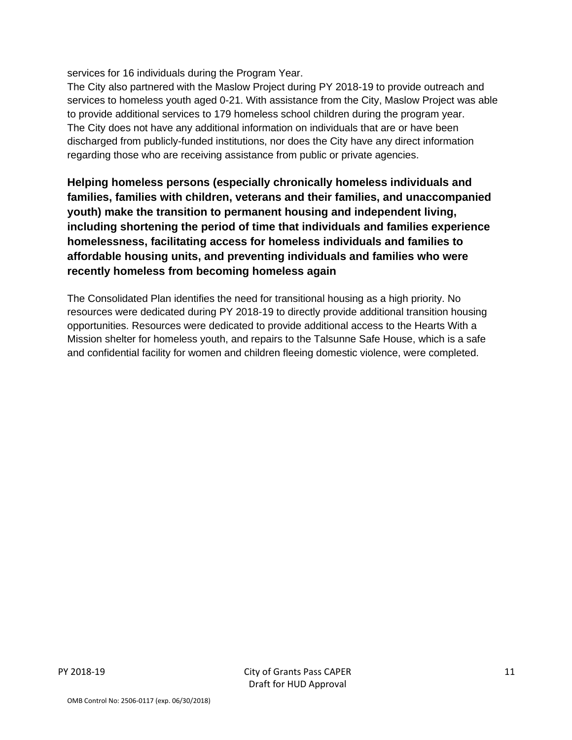services for 16 individuals during the Program Year.

The City also partnered with the Maslow Project during PY 2018-19 to provide outreach and services to homeless youth aged 0-21. With assistance from the City, Maslow Project was able to provide additional services to 179 homeless school children during the program year.

The City does not have any additional information on individuals that are or have been discharged from publicly-funded institutions, nor does the City have any direct information regarding those who are receiving assistance from public or private agencies.

### Helping homeless persons (especially chronically homeless individuals and families, families with children, veterans and their families, and unaccompanied youth) make the transition to permanent housing and independent living, including shortening the period of time that individuals and families experience homelessness, facilitating access for homeless individuals and families to affordable housing units, and preventing individuals and families who were recently homeless from becoming homeless again

The Consolidated Plan identifies the need for transitional housing as a high priority. No resources were dedicated during PY 2018-19 to directly provide additional transition housing opportunities. Resources were dedicated to provide additional access to the Hearts With a Mission shelter for homeless youth, and repairs to the Talsunne Safe House, which is a safe and confidential facility for women and children fleeing domestic violence, were completed.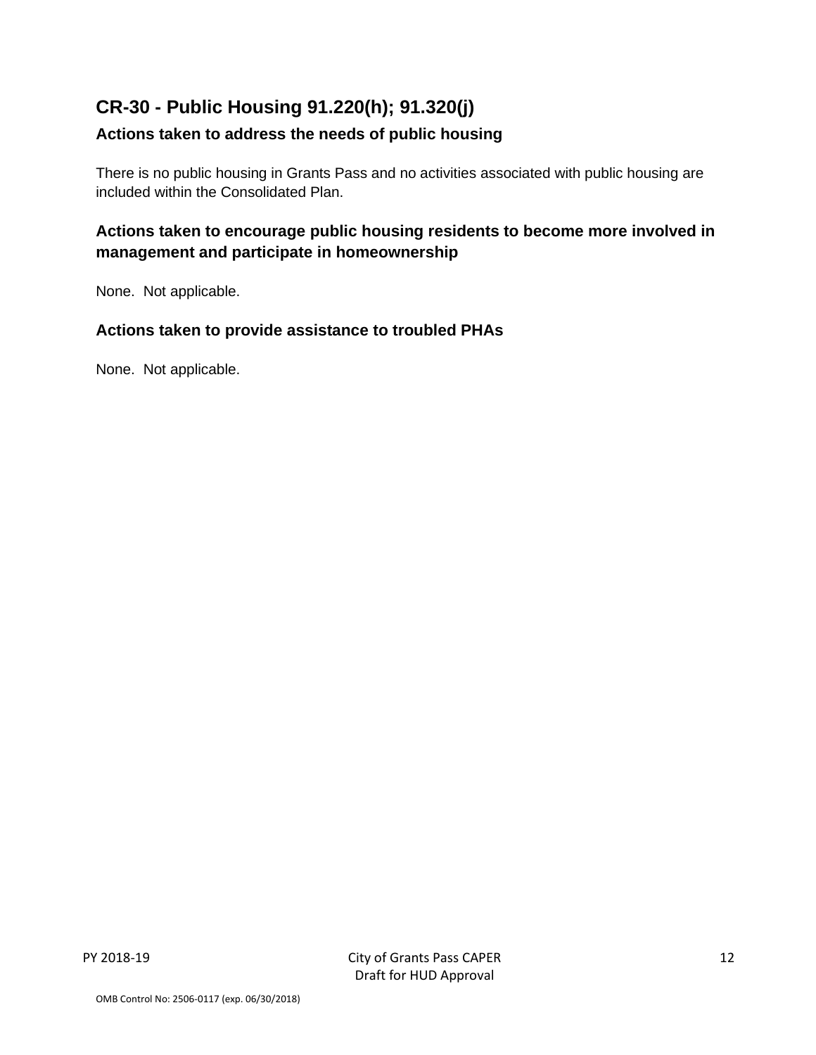## CR-30 - Public Housing 91.220(h); 91.320(j)

### Actions taken to address the needs of public housing

There is no public housing in Grants Pass and no activities associated with public housing are included within the Consolidated Plan.

### Actions taken to encourage public housing residents to become more involved in management and participate in homeownership

None. Not applicable.

### Actions taken to provide assistance to troubled PHAs

None. Not applicable.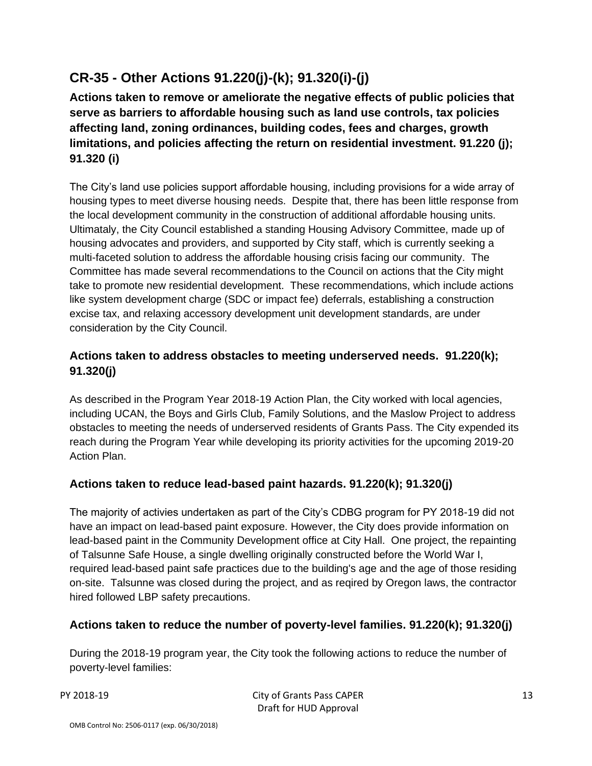## CR-35 - Other Actions 91.220(j)-(k); 91.320(i)-(j)

**Actions taken to remove or ameliorate the negative effects of public policies that serve as barriers to affordable housing such as land use controls, tax policies affecting land, zoning ordinances, building codes, fees and charges, growth limitations, and policies affecting the return on residential investment. 91.220 (j); 91.320 (i)**

The City's land use policies support affordable housing, including provisions for a wide array of housing types to meet diverse housing needs. Despite that, there has been little response from the local development community in the construction of additional affordable housing units. Ultimataly, the City Council established a standing Housing Advisory Committee, made up of housing advocates and providers, and supported by City staff, which is currently seeking a multi-faceted solution to address the affordable housing crisis facing our community. The Committee has made several recommendations to the Council on actions that the City might take to promote new residential development. These recommendations, which include actions like system development charge (SDC or impact fee) deferrals, establishing a construction excise tax, and relaxing accessory development unit development standards, are under consideration by the City Council.

### Actions taken to address obstacles to meeting underserved needs. 91.220(k); 91.320(j)

As described in the Program Year 2018-19 Action Plan, the City worked with local agencies, including UCAN, the Boys and Girls Club, Family Solutions, and the Maslow Project to address obstacles to meeting the needs of underserved residents of Grants Pass. The City expended its reach during the Program Year while developing its priority activities for the upcoming 2019-20 Action Plan.

### Actions taken to reduce lead-based paint hazards. 91.220(k); 91.320(j)

The majority of activies undertaken as part of the City's CDBG program for PY 2018-19 did not have an impact on lead-based paint exposure. However, the City does provide information on lead-based paint in the Community Development office at City Hall. One project, the repainting of Talsunne Safe House, a single dwelling originally constructed before the World War I, required lead-based paint safe practices due to the building's age and the age of those residing on-site. Talsunne was closed during the project, and as reqired by Oregon laws, the contractor hired followed LBP safety precautions.

### Actions taken to reduce the number of poverty-level families. 91.220(k); 91.320(j)

During the 2018-19 program year, the City took the following actions to reduce the number of poverty-level families: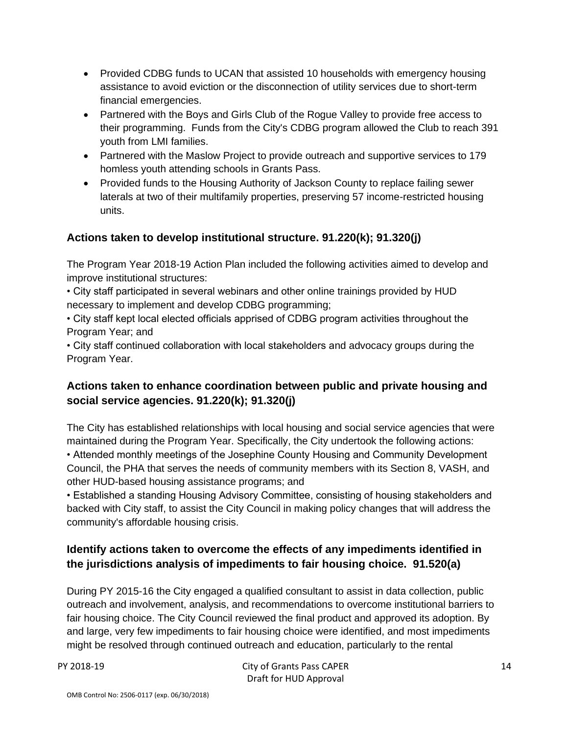- Provided CDBG funds to UCAN that assisted 10 households with emergency housing assistance to avoid eviction or the disconnection of utility services due to short-term financial emergencies.
- Partnered with the Boys and Girls Club of the Rogue Valley to provide free access to their programming. Funds from the City's CDBG program allowed the Club to reach 391 youth from LMI families.
- Partnered with the Maslow Project to provide outreach and supportive services to 179 homless youth attending schools in Grants Pass.
- Provided funds to the Housing Authority of Jackson County to replace failing sewer laterals at two of their multifamily properties, preserving 57 income-restricted housing units.

## Actions taken to develop institutional structure. 91.220(k); 91.320(j)

The Program Year 2018-19 Action Plan included the following activities aimed to develop and improve institutional structures:

• City staff participated in several webinars and other online trainings provided by HUD necessary to implement and develop CDBG programming;

• City staff kept local elected officials apprised of CDBG program activities throughout the Program Year; and

• City staff continued collaboration with local stakeholders and advocacy groups during the Program Year.

## Actions taken to enhance coordination between public and private housing and social service agencies. 91.220(k); 91.320(j)

The City has established relationships with local housing and social service agencies that were maintained during the Program Year. Specifically, the City undertook the following actions:

• Attended monthly meetings of the Josephine County Housing and Community Development Council, the PHA that serves the needs of community members with its Section 8, VASH, and other HUD-based housing assistance programs; and

• Established a standing Housing Advisory Committee, consisting of housing stakeholders and backed with City staff, to assist the City Council in making policy changes that will address the community's affordable housing crisis.

## Identify actions taken to overcome the effects of any impediments identified in the jurisdictions analysis of impediments to fair housing choice. 91.520(a)

During PY 2015-16 the City engaged a qualified consultant to assist in data collection, public outreach and involvement, analysis, and recommendations to overcome institutional barriers to fair housing choice. The City Council reviewed the final product and approved its adoption. By and large, very few impediments to fair housing choice were identified, and most impediments might be resolved through continued outreach and education, particularly to the rental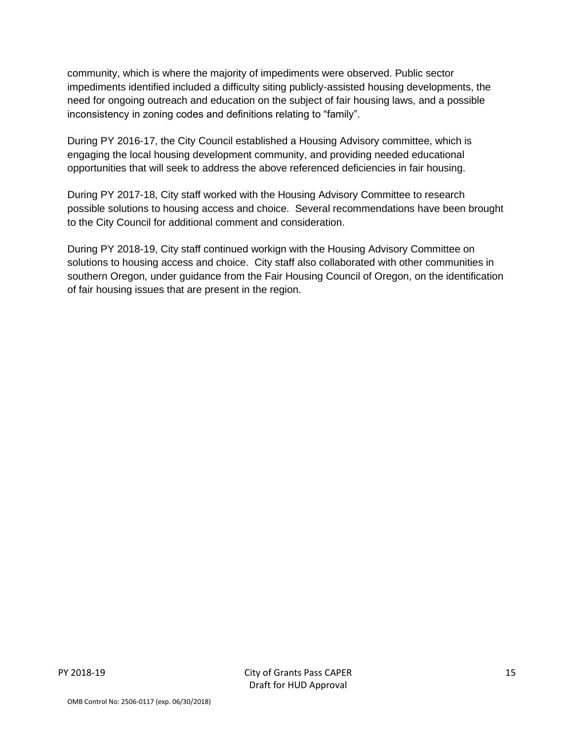community, which is where the majority of impediments were observed. Public sector impediments identified included a difficulty siting publicly-assisted housing developments, the need for ongoing outreach and education on the subject of fair housing laws, and a possible inconsistency in zoning codes and definitions relating to "family".

During PY 2016-17, the City Council established a Housing Advisory committee, which is engaging the local housing development community, and providing needed educational opportunities that will seek to address the above referenced deficiencies in fair housing.

During PY 2017-18, City staff worked with the Housing Advisory Committee to research possible solutions to housing access and choice. Several recommendations have been brought to the City Council for additional comment and consideration.

During PY 2018-19, City staff continued workign with the Housing Advisory Committee on solutions to housing access and choice. City staff also collaborated with other communities in southern Oregon, under guidance from the Fair Housing Council of Oregon, on the identification of fair housing issues that are present in the region.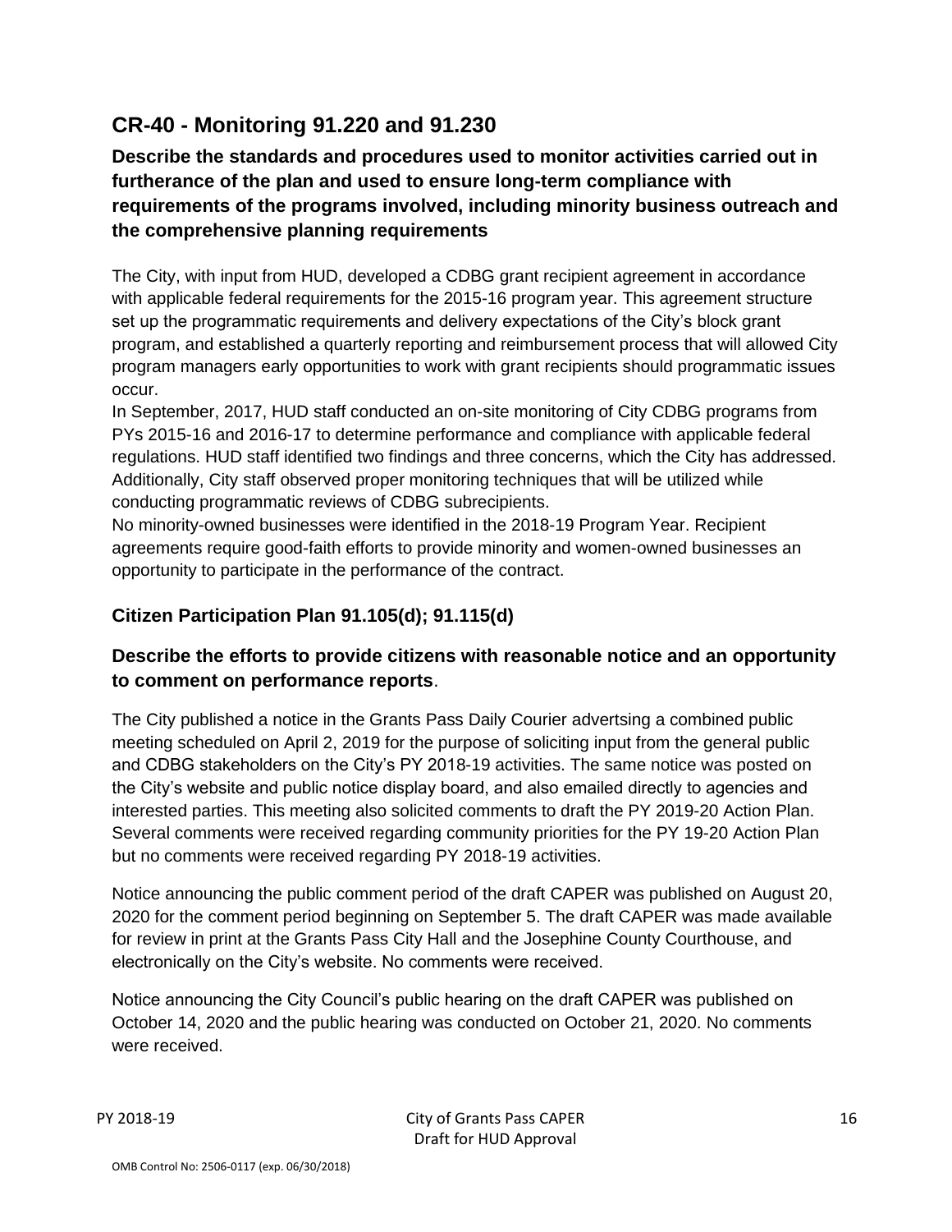## CR-40 - Monitoring 91.220 and 91.230

### Describe the standards and procedures used to monitor activities carried out in furtherance of the plan and used to ensure long-term compliance with requirements of the programs involved, including minority business outreach and the comprehensive planning requirements

The City, with input from HUD, developed a CDBG grant recipient agreement in accordance with applicable federal requirements for the 2015-16 program year. This agreement structure set up the programmatic requirements and delivery expectations of the City's block grant program, and established a quarterly reporting and reimbursement process that will allowed City program managers early opportunities to work with grant recipients should programmatic issues occur.
In September, 2017, HUD staff conducted an on-site monitoring of City CDBG programs from PYs 2015-16 and 2016-17 to determine performance and compliance with applicable federal regulations. HUD staff identified two findings and three concerns, which the City has addressed. Additionally, City staff observed proper monitoring techniques that will be utilized while conducting programmatic reviews of CDBG subrecipients.
No minority-owned businesses were identified in the 2018-19 Program Year. Recipient agreements require good-faith efforts to provide minority and women-owned businesses an opportunity to participate in the performance of the contract.

### Citizen Participation Plan 91.105(d); 91.115(d)

### Describe the efforts to provide citizens with reasonable notice and an opportunity to comment on performance reports.

The City published a notice in the Grants Pass Daily Courier advertsing a combined public meeting scheduled on April 2, 2019 for the purpose of soliciting input from the general public and CDBG stakeholders on the City's PY 2018-19 activities. The same notice was posted on the City's website and public notice display board, and also emailed directly to agencies and interested parties. This meeting also solicited comments to draft the PY 2019-20 Action Plan. Several comments were received regarding community priorities for the PY 19-20 Action Plan but no comments were received regarding PY 2018-19 activities.

Notice announcing the public comment period of the draft CAPER was published on August 20, 2020 for the comment period beginning on September 5. The draft CAPER was made available for review in print at the Grants Pass City Hall and the Josephine County Courthouse, and electronically on the City's website. No comments were received.

Notice announcing the City Council's public hearing on the draft CAPER was published on October 14, 2020 and the public hearing was conducted on October 21, 2020. No comments were received.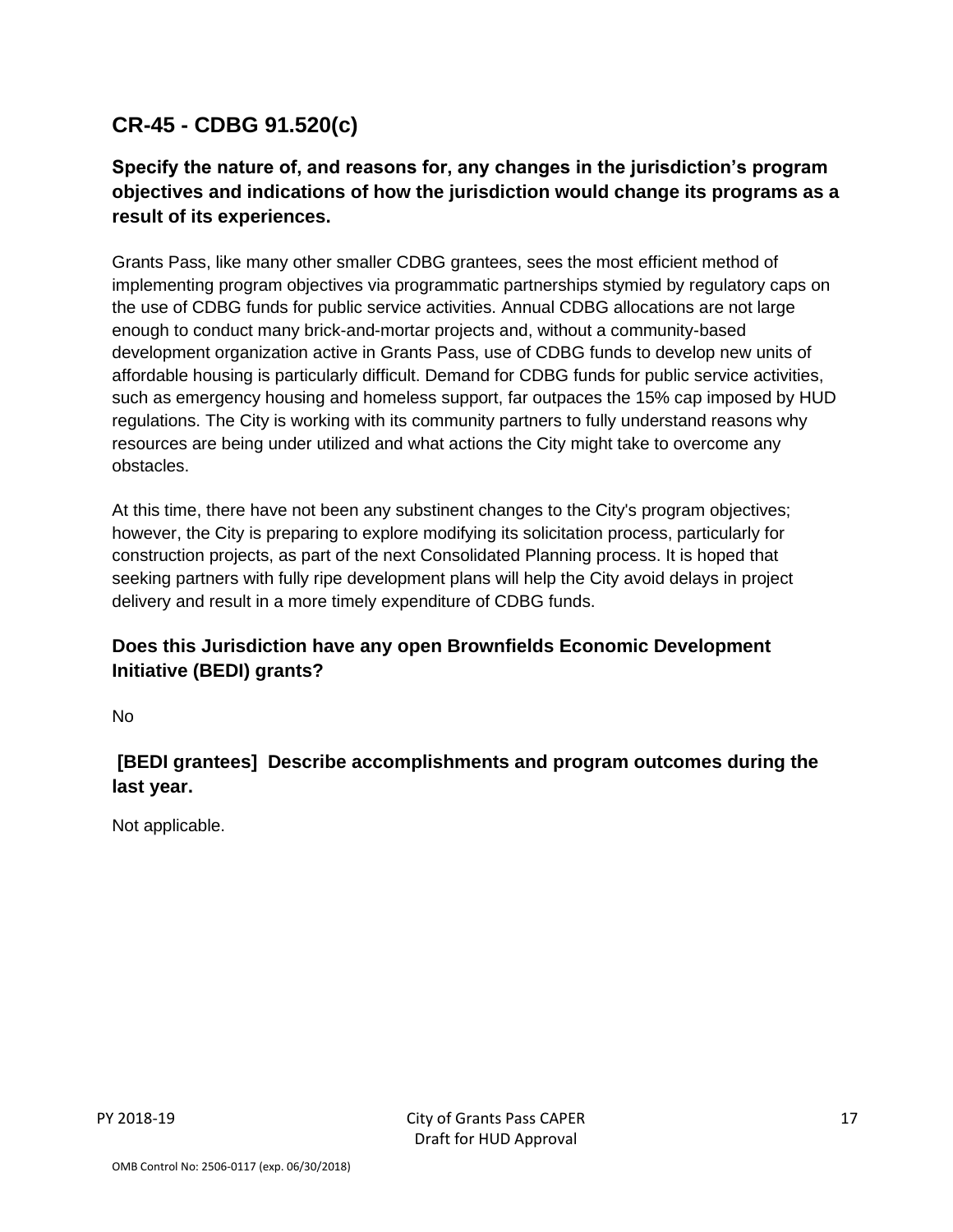## CR-45 - CDBG 91.520(c)

### Specify the nature of, and reasons for, any changes in the jurisdiction's program objectives and indications of how the jurisdiction would change its programs as a result of its experiences.

Grants Pass, like many other smaller CDBG grantees, sees the most efficient method of implementing program objectives via programmatic partnerships stymied by regulatory caps on the use of CDBG funds for public service activities. Annual CDBG allocations are not large enough to conduct many brick-and-mortar projects and, without a community-based development organization active in Grants Pass, use of CDBG funds to develop new units of affordable housing is particularly difficult. Demand for CDBG funds for public service activities, such as emergency housing and homeless support, far outpaces the 15% cap imposed by HUD regulations. The City is working with its community partners to fully understand reasons why resources are being under utilized and what actions the City might take to overcome any obstacles.

At this time, there have not been any substinent changes to the City's program objectives; however, the City is preparing to explore modifying its solicitation process, particularly for construction projects, as part of the next Consolidated Planning process. It is hoped that seeking partners with fully ripe development plans will help the City avoid delays in project delivery and result in a more timely expenditure of CDBG funds.

### Does this Jurisdiction have any open Brownfields Economic Development Initiative (BEDI) grants?

No

### [BEDI grantees] Describe accomplishments and program outcomes during the last year.

Not applicable.